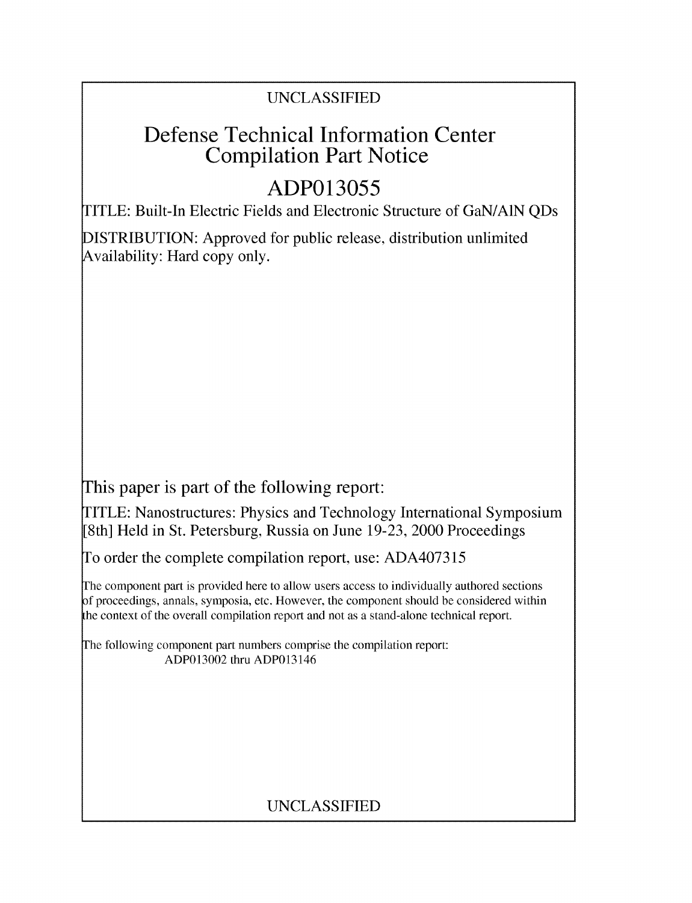UNCLASSIFIED

# Defense Technical Information Center Compilation Part Notice

# ADP013055

TITLE: Built-In Electric Fields and Electronic Structure of GaN/AlN QDs

DISTRIBUTION: Approved for public release, distribution unlimited
Availability: Hard copy only.

This paper is part of the following report:

TITLE: Nanostructures: Physics and Technology International Symposium [8th] Held in St. Petersburg, Russia on June 19-23, 2000 Proceedings

To order the complete compilation report, use: ADA407315

The component part is provided here to allow users access to individually authored sections of proceedings, annals, symposia, etc. However, the component should be considered within the context of the overall compilation report and not as a stand-alone technical report.

The following component part numbers comprise the compilation report:
ADP013002 thru ADP013146

UNCLASSIFIED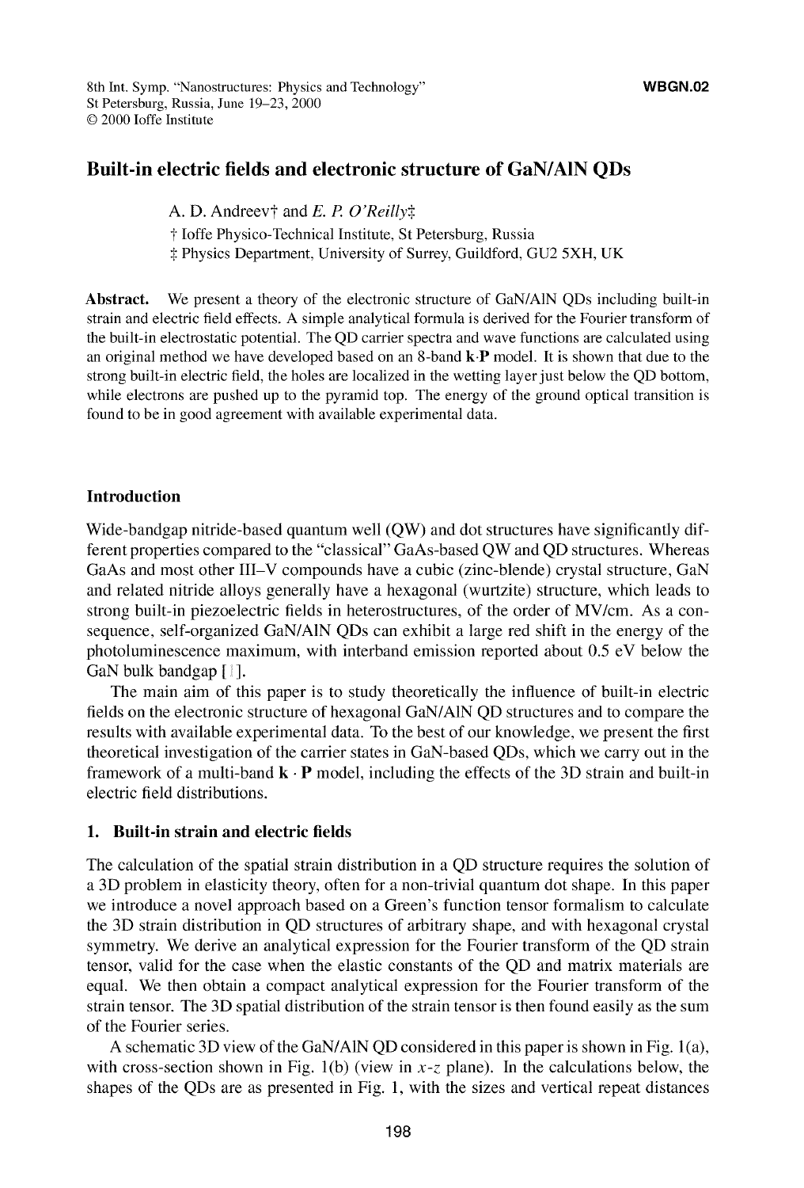8th Int. Symp. "Nanostructures: Physics and Technology"
St Petersburg, Russia, June 19–23, 2000
© 2000 Ioffe Institute

**WBGN.02**

# Built-in electric fields and electronic structure of GaN/AlN QDs

A. D. Andreev† and *E. P. O'Reilly*‡

† Ioffe Physico-Technical Institute, St Petersburg, Russia
‡ Physics Department, University of Surrey, Guildford, GU2 5XH, UK

**Abstract.** We present a theory of the electronic structure of GaN/AlN QDs including built-in strain and electric field effects. A simple analytical formula is derived for the Fourier transform of the built-in electrostatic potential. The QD carrier spectra and wave functions are calculated using an original method we have developed based on an 8-band **k·P** model. It is shown that due to the strong built-in electric field, the holes are localized in the wetting layer just below the QD bottom, while electrons are pushed up to the pyramid top. The energy of the ground optical transition is found to be in good agreement with available experimental data.

## Introduction

Wide-bandgap nitride-based quantum well (QW) and dot structures have significantly different properties compared to the "classical" GaAs-based QW and QD structures. Whereas GaAs and most other III–V compounds have a cubic (zinc-blende) crystal structure, GaN and related nitride alloys generally have a hexagonal (wurtzite) structure, which leads to strong built-in piezoelectric fields in heterostructures, of the order of MV/cm. As a consequence, self-organized GaN/AlN QDs can exhibit a large red shift in the energy of the photoluminescence maximum, with interband emission reported about 0.5 eV below the GaN bulk bandgap [1].

The main aim of this paper is to study theoretically the influence of built-in electric fields on the electronic structure of hexagonal GaN/AlN QD structures and to compare the results with available experimental data. To the best of our knowledge, we present the first theoretical investigation of the carrier states in GaN-based QDs, which we carry out in the framework of a multi-band $\mathbf{k}\cdot\mathbf{P}$ model, including the effects of the 3D strain and built-in electric field distributions.

## 1. Built-in strain and electric fields

The calculation of the spatial strain distribution in a QD structure requires the solution of a 3D problem in elasticity theory, often for a non-trivial quantum dot shape. In this paper we introduce a novel approach based on a Green's function tensor formalism to calculate the 3D strain distribution in QD structures of arbitrary shape, and with hexagonal crystal symmetry. We derive an analytical expression for the Fourier transform of the QD strain tensor, valid for the case when the elastic constants of the QD and matrix materials are equal. We then obtain a compact analytical expression for the Fourier transform of the strain tensor. The 3D spatial distribution of the strain tensor is then found easily as the sum of the Fourier series.

A schematic 3D view of the GaN/AlN QD considered in this paper is shown in Fig. 1(a), with cross-section shown in Fig. 1(b) (view in $x$-$z$ plane). In the calculations below, the shapes of the QDs are as presented in Fig. 1, with the sizes and vertical repeat distances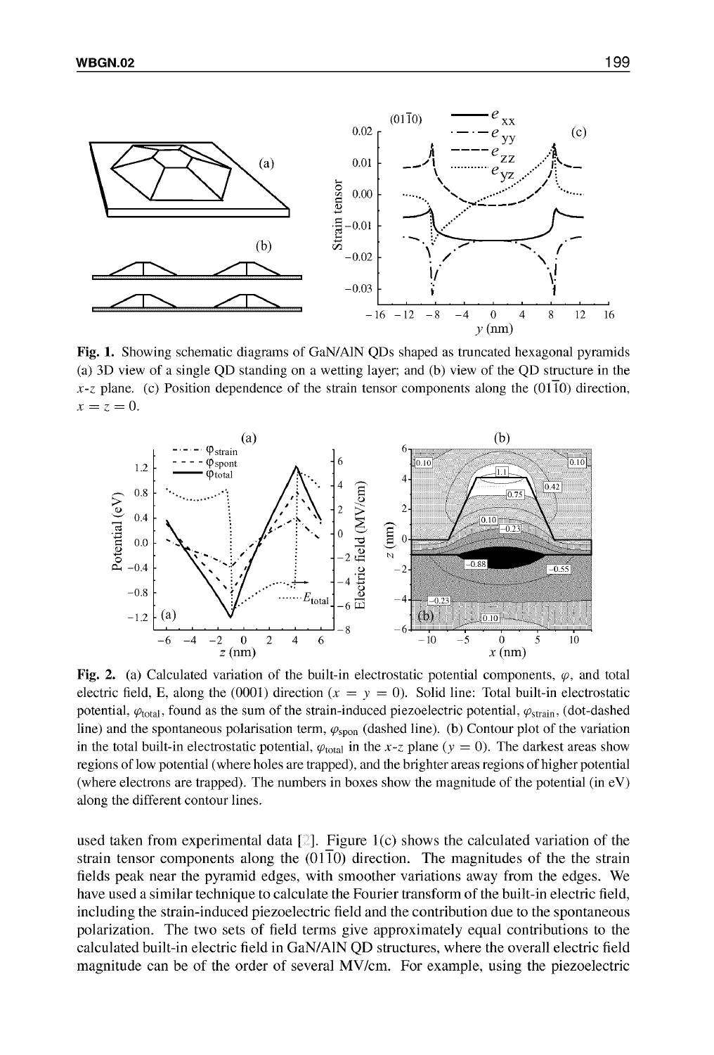**Fig. 1.** Showing schematic diagrams of GaN/AlN QDs shaped as truncated hexagonal pyramids (a) 3D view of a single QD standing on a wetting layer; and (b) view of the QD structure in the $x$-$z$ plane. (c) Position dependence of the strain tensor components along the $(01\bar{1}0)$ direction, $x = z = 0$.

**Fig. 2.** (a) Calculated variation of the built-in electrostatic potential components, $\varphi$, and total electric field, E, along the (0001) direction ($x = y = 0$). Solid line: Total built-in electrostatic potential, $\varphi_{\text{total}}$, found as the sum of the strain-induced piezoelectric potential, $\varphi_{\text{strain}}$, (dot-dashed line) and the spontaneous polarisation term, $\varphi_{\text{spon}}$ (dashed line). (b) Contour plot of the variation in the total built-in electrostatic potential, $\varphi_{\text{total}}$ in the $x$-$z$ plane ($y = 0$). The darkest areas show regions of low potential (where holes are trapped), and the brighter areas regions of higher potential (where electrons are trapped). The numbers in boxes show the magnitude of the potential (in eV) along the different contour lines.

used taken from experimental data [2]. Figure 1(c) shows the calculated variation of the strain tensor components along the $(01\bar{1}0)$ direction. The magnitudes of the the strain fields peak near the pyramid edges, with smoother variations away from the edges. We have used a similar technique to calculate the Fourier transform of the built-in electric field, including the strain-induced piezoelectric field and the contribution due to the spontaneous polarization. The two sets of field terms give approximately equal contributions to the calculated built-in electric field in GaN/AlN QD structures, where the overall electric field magnitude can be of the order of several MV/cm. For example, using the piezoelectric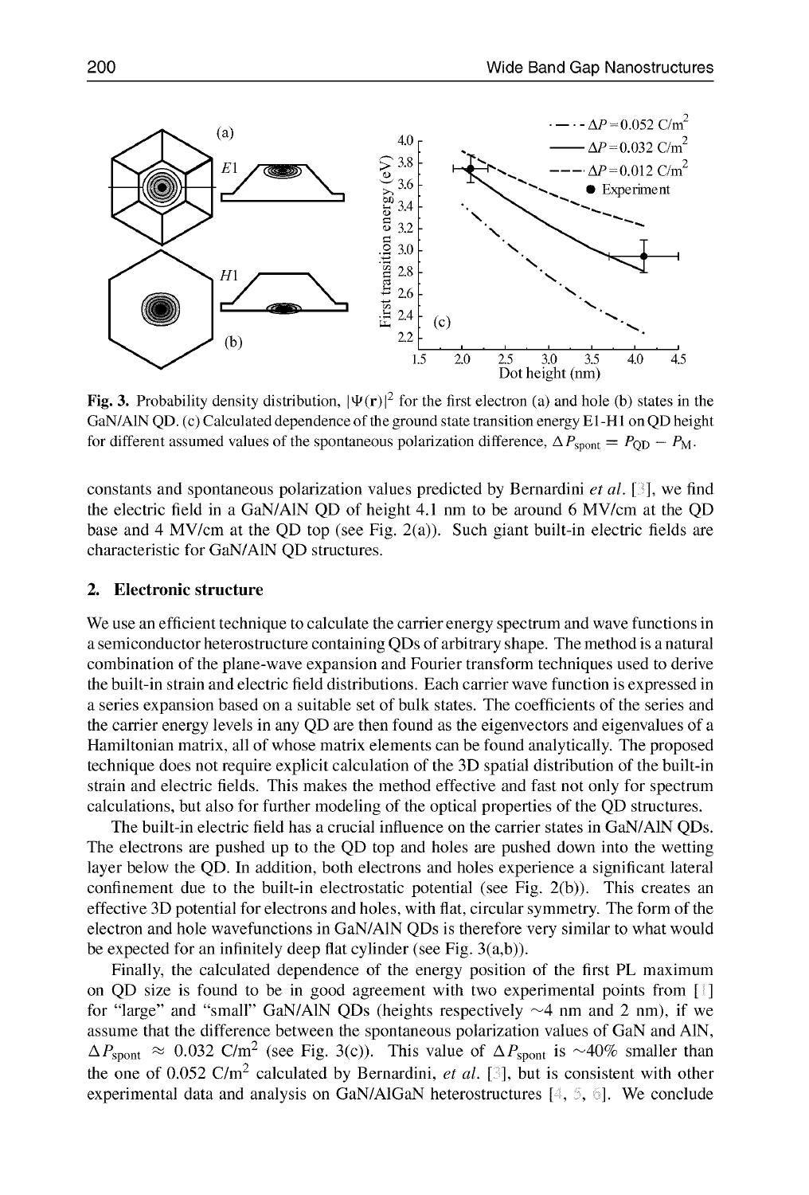Fig. 3. Probability density distribution, $|\Psi(\mathbf{r})|^2$ for the first electron (a) and hole (b) states in the GaN/AlN QD. (c) Calculated dependence of the ground state transition energy E1-H1 on QD height for different assumed values of the spontaneous polarization difference, $\Delta P_{spont} = P_{QD} - P_{M}$.

constants and spontaneous polarization values predicted by Bernardini *et al.* [3], we find the electric field in a GaN/AlN QD of height 4.1 nm to be around 6 MV/cm at the QD base and 4 MV/cm at the QD top (see Fig. 2(a)). Such giant built-in electric fields are characteristic for GaN/AlN QD structures.

## 2. Electronic structure

We use an efficient technique to calculate the carrier energy spectrum and wave functions in a semiconductor heterostructure containing QDs of arbitrary shape. The method is a natural combination of the plane-wave expansion and Fourier transform techniques used to derive the built-in strain and electric field distributions. Each carrier wave function is expressed in a series expansion based on a suitable set of bulk states. The coefficients of the series and the carrier energy levels in any QD are then found as the eigenvectors and eigenvalues of a Hamiltonian matrix, all of whose matrix elements can be found analytically. The proposed technique does not require explicit calculation of the 3D spatial distribution of the built-in strain and electric fields. This makes the method effective and fast not only for spectrum calculations, but also for further modeling of the optical properties of the QD structures.

The built-in electric field has a crucial influence on the carrier states in GaN/AlN QDs. The electrons are pushed up to the QD top and holes are pushed down into the wetting layer below the QD. In addition, both electrons and holes experience a significant lateral confinement due to the built-in electrostatic potential (see Fig. 2(b)). This creates an effective 3D potential for electrons and holes, with flat, circular symmetry. The form of the electron and hole wavefunctions in GaN/AlN QDs is therefore very similar to what would be expected for an infinitely deep flat cylinder (see Fig. 3(a,b)).

Finally, the calculated dependence of the energy position of the first PL maximum on QD size is found to be in good agreement with two experimental points from [1] for "large" and "small" GaN/AlN QDs (heights respectively ~4 nm and 2 nm), if we assume that the difference between the spontaneous polarization values of GaN and AlN, $\Delta P_{spont} \approx 0.032$ C/m$^2$ (see Fig. 3(c)). This value of $\Delta P_{spont}$ is ~40% smaller than the one of 0.052 C/m$^2$ calculated by Bernardini, *et al.* [3], but is consistent with other experimental data and analysis on GaN/AlGaN heterostructures [4, 5, 6]. We conclude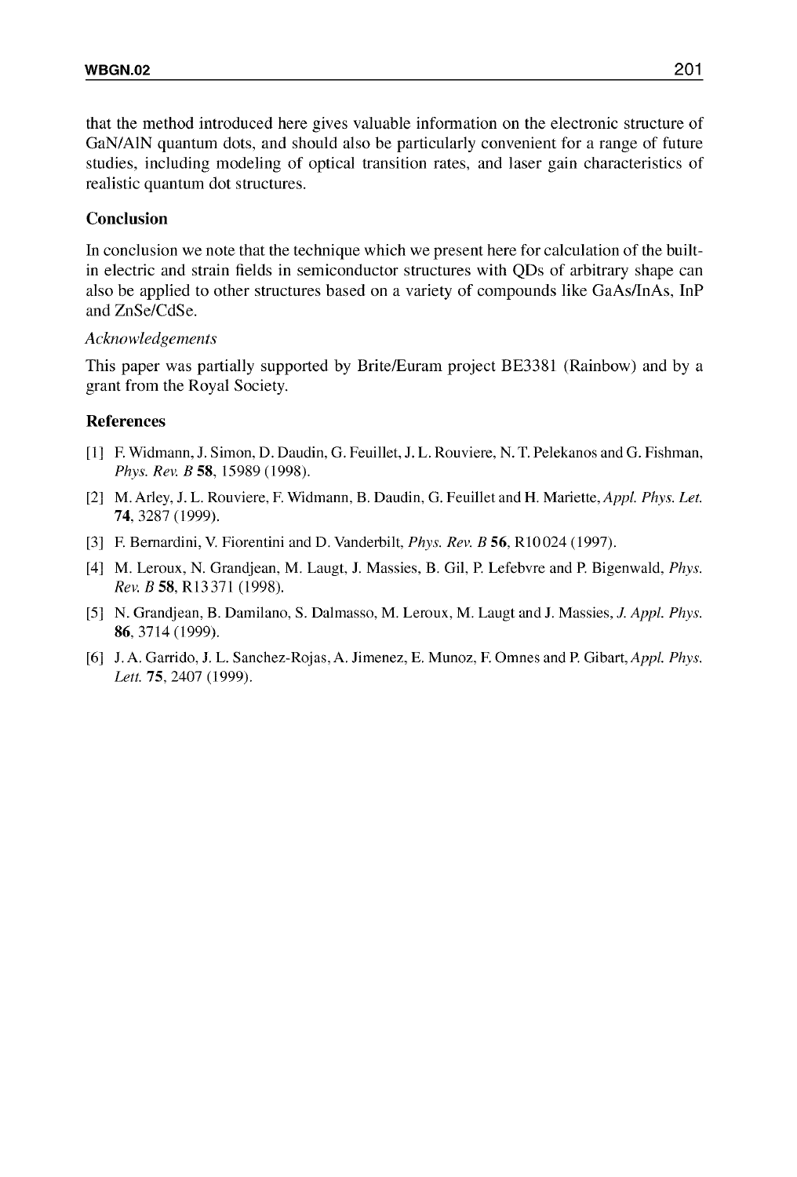that the method introduced here gives valuable information on the electronic structure of GaN/AlN quantum dots, and should also be particularly convenient for a range of future studies, including modeling of optical transition rates, and laser gain characteristics of realistic quantum dot structures.

## Conclusion

In conclusion we note that the technique which we present here for calculation of the built-in electric and strain fields in semiconductor structures with QDs of arbitrary shape can also be applied to other structures based on a variety of compounds like GaAs/InAs, InP and ZnSe/CdSe.

*Acknowledgements*

This paper was partially supported by Brite/Euram project BE3381 (Rainbow) and by a grant from the Royal Society.

## References

[1] F. Widmann, J. Simon, D. Daudin, G. Feuillet, J. L. Rouviere, N. T. Pelekanos and G. Fishman, *Phys. Rev. B* **58**, 15989 (1998).

[2] M. Arley, J. L. Rouviere, F. Widmann, B. Daudin, G. Feuillet and H. Mariette, *Appl. Phys. Let.* **74**, 3287 (1999).

[3] F. Bernardini, V. Fiorentini and D. Vanderbilt, *Phys. Rev. B* **56**, R10024 (1997).

[4] M. Leroux, N. Grandjean, M. Laugt, J. Massies, B. Gil, P. Lefebvre and P. Bigenwald, *Phys. Rev. B* **58**, R13371 (1998).

[5] N. Grandjean, B. Damilano, S. Dalmasso, M. Leroux, M. Laugt and J. Massies, *J. Appl. Phys.* **86**, 3714 (1999).

[6] J. A. Garrido, J. L. Sanchez-Rojas, A. Jimenez, E. Munoz, F. Omnes and P. Gibart, *Appl. Phys. Lett.* **75**, 2407 (1999).